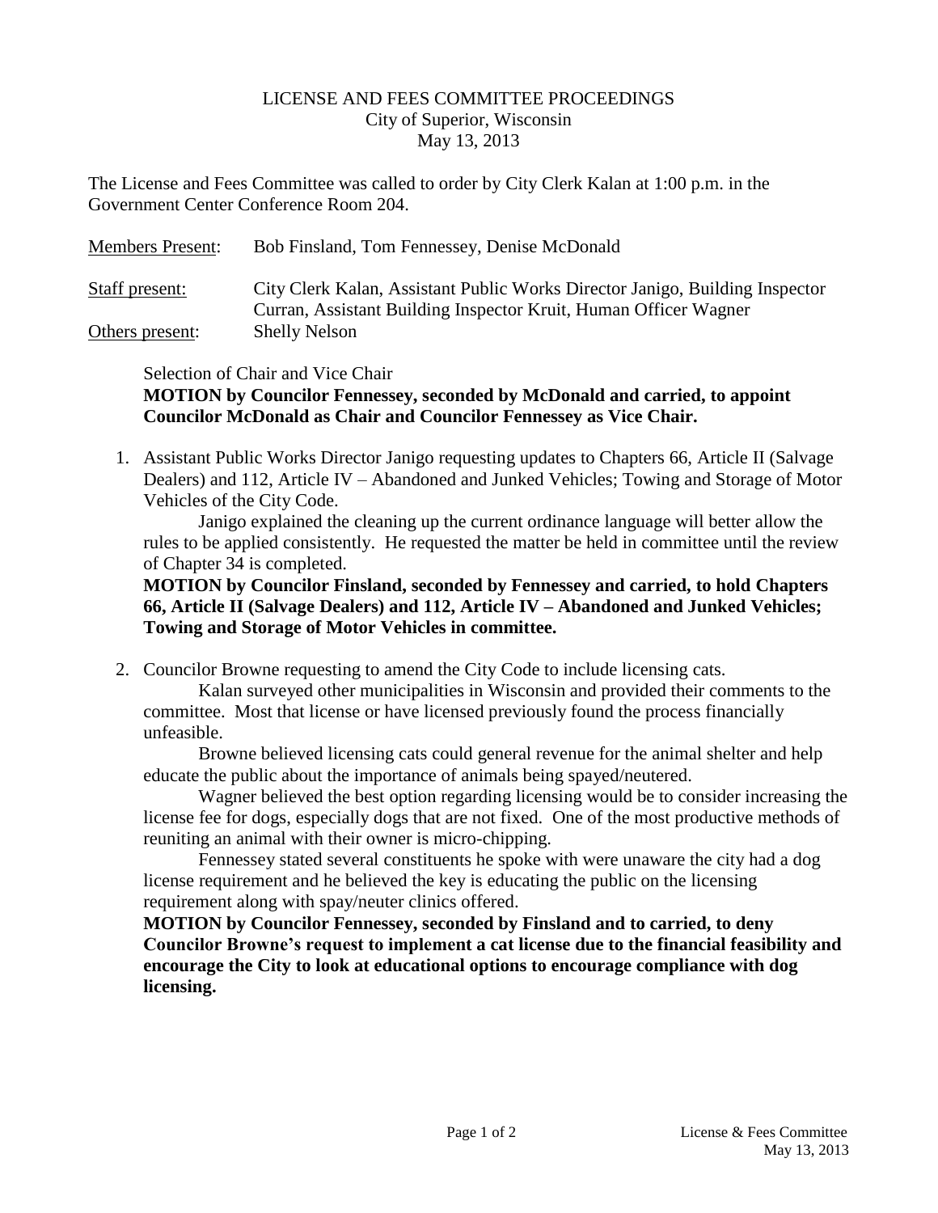# LICENSE AND FEES COMMITTEE PROCEEDINGS

City of Superior, Wisconsin

May 13, 2013

The License and Fees Committee was called to order by City Clerk Kalan at 1:00 p.m. in the Government Center Conference Room 204.

| | |
|---|---|
| Members Present: | Bob Finsland, Tom Fennessey, Denise McDonald |
| Staff present: | City Clerk Kalan, Assistant Public Works Director Janigo, Building Inspector Curran, Assistant Building Inspector Kruit, Human Officer Wagner |
| Others present: | Shelly Nelson |

Selection of Chair and Vice Chair

**MOTION by Councilor Fennessey, seconded by McDonald and carried, to appoint Councilor McDonald as Chair and Councilor Fennessey as Vice Chair.**

1. Assistant Public Works Director Janigo requesting updates to Chapters 66, Article II (Salvage Dealers) and 112, Article IV – Abandoned and Junked Vehicles; Towing and Storage of Motor Vehicles of the City Code.

   Janigo explained the cleaning up the current ordinance language will better allow the rules to be applied consistently. He requested the matter be held in committee until the review of Chapter 34 is completed.

   **MOTION by Councilor Finsland, seconded by Fennessey and carried, to hold Chapters 66, Article II (Salvage Dealers) and 112, Article IV – Abandoned and Junked Vehicles; Towing and Storage of Motor Vehicles in committee.**

2. Councilor Browne requesting to amend the City Code to include licensing cats.

   Kalan surveyed other municipalities in Wisconsin and provided their comments to the committee. Most that license or have licensed previously found the process financially unfeasible.

   Browne believed licensing cats could general revenue for the animal shelter and help educate the public about the importance of animals being spayed/neutered.

   Wagner believed the best option regarding licensing would be to consider increasing the license fee for dogs, especially dogs that are not fixed. One of the most productive methods of reuniting an animal with their owner is micro-chipping.

   Fennessey stated several constituents he spoke with were unaware the city had a dog license requirement and he believed the key is educating the public on the licensing requirement along with spay/neuter clinics offered.

   **MOTION by Councilor Fennessey, seconded by Finsland and to carried, to deny Councilor Browne's request to implement a cat license due to the financial feasibility and encourage the City to look at educational options to encourage compliance with dog licensing.**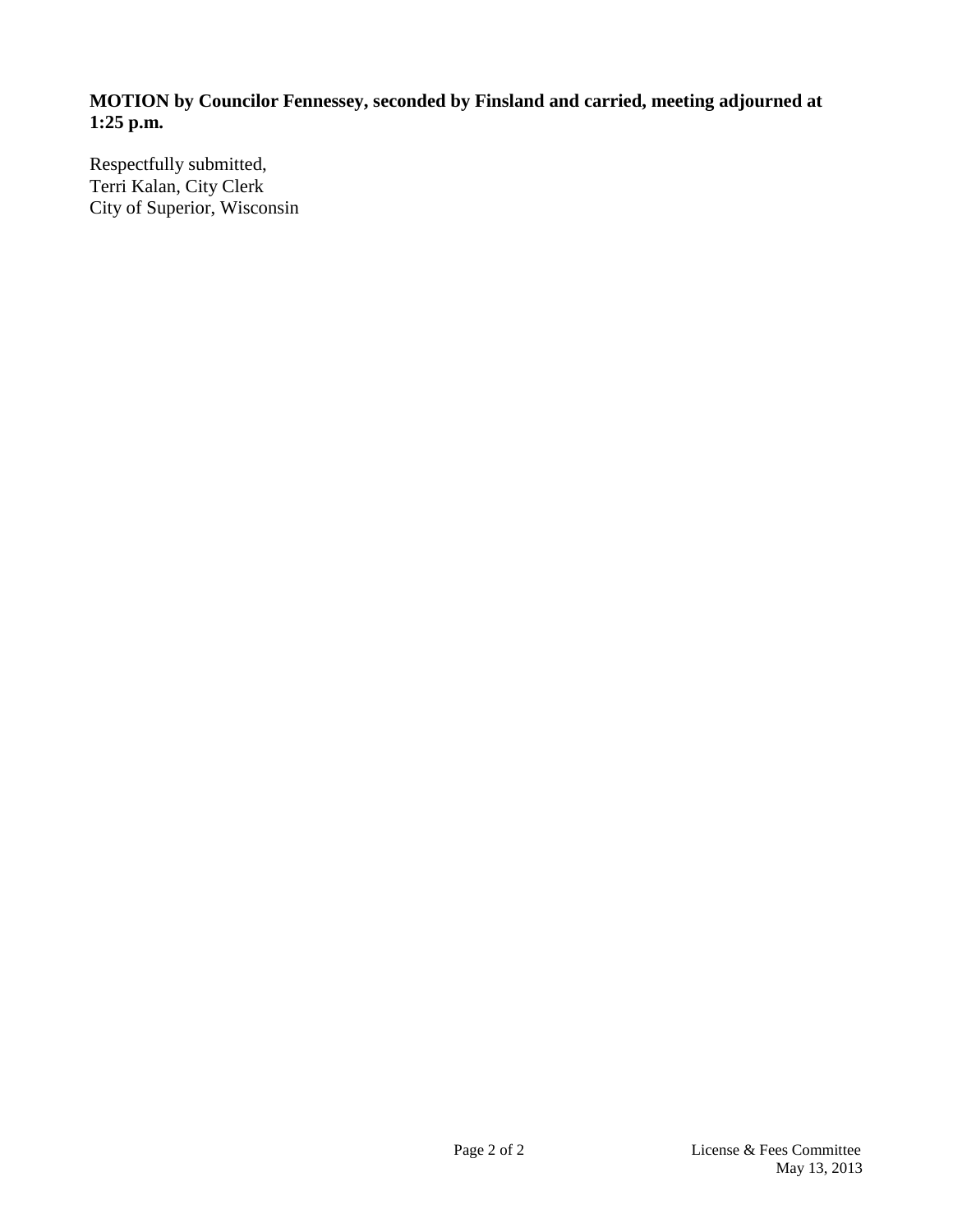**MOTION by Councilor Fennessey, seconded by Finsland and carried, meeting adjourned at 1:25 p.m.**

Respectfully submitted,
Terri Kalan, City Clerk
City of Superior, Wisconsin